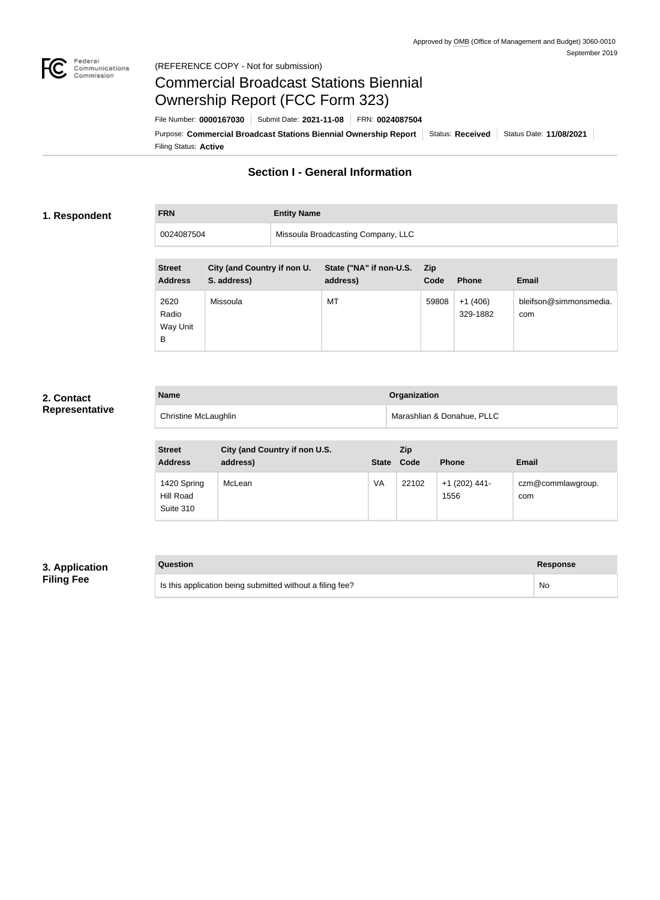Approved by OMB (Office of Management and Budget) 3060-0010
September 2019

(REFERENCE COPY - Not for submission)

# Commercial Broadcast Stations Biennial Ownership Report (FCC Form 323)

File Number: **0000167030** | Submit Date: **2021-11-08** | FRN: **0024087504**

Purpose: **Commercial Broadcast Stations Biennial Ownership Report** | Status: **Received** | Status Date: **11/08/2021**

Filing Status: **Active**

## Section I - General Information

### 1. Respondent

| FRN | Entity Name |
| --- | --- |
| 0024087504 | Missoula Broadcasting Company, LLC |

| Street Address | City (and Country if non U. S. address) | State ("NA" if non-U.S. address) | Zip Code | Phone | Email |
| --- | --- | --- | --- | --- | --- |
| 2620 Radio Way Unit B | Missoula | MT | 59808 | +1 (406) 329-1882 | bleifson@simmonsmedia.com |

### 2. Contact Representative

| Name | Organization |
| --- | --- |
| Christine McLaughlin | Marashlian & Donahue, PLLC |

| Street Address | City (and Country if non U.S. address) | State | Zip Code | Phone | Email |
| --- | --- | --- | --- | --- | --- |
| 1420 Spring Hill Road Suite 310 | McLean | VA | 22102 | +1 (202) 441-1556 | czm@commlawgroup.com |

### 3. Application Filing Fee

| Question | Response |
| --- | --- |
| Is this application being submitted without a filing fee? | No |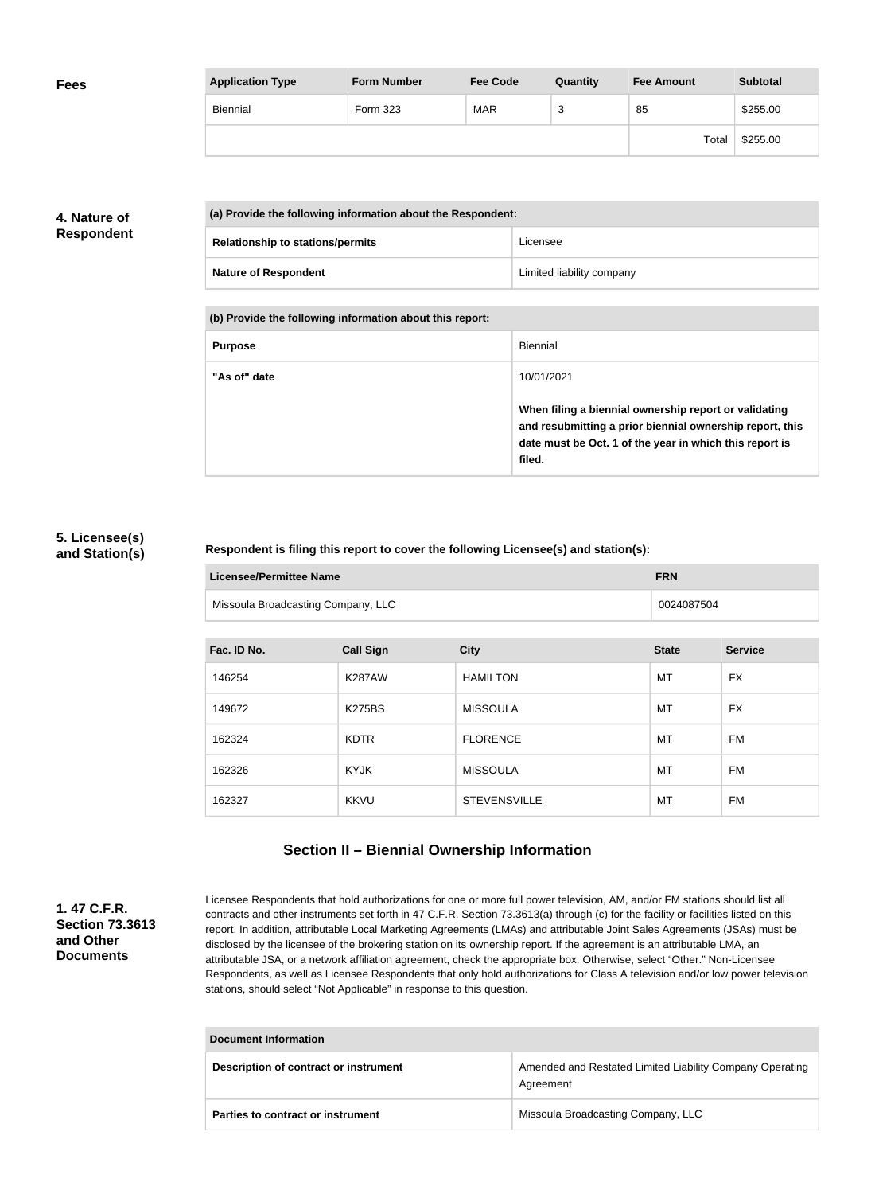**Fees**

| Application Type | Form Number | Fee Code | Quantity | Fee Amount | Subtotal |
| --- | --- | --- | --- | --- | --- |
| Biennial | Form 323 | MAR | 3 | 85 | $255.00 |
| | | | | Total | $255.00 |

**4. Nature of Respondent**

| (a) Provide the following information about the Respondent: | |
| --- | --- |
| Relationship to stations/permits | Licensee |
| Nature of Respondent | Limited liability company |

| (b) Provide the following information about this report: | |
| --- | --- |
| Purpose | Biennial |
| "As of" date | 10/01/2021<br><br>**When filing a biennial ownership report or validating and resubmitting a prior biennial ownership report, this date must be Oct. 1 of the year in which this report is filed.** |

**5. Licensee(s) and Station(s)**

**Respondent is filing this report to cover the following Licensee(s) and station(s):**

| Licensee/Permittee Name | FRN |
| --- | --- |
| Missoula Broadcasting Company, LLC | 0024087504 |

| Fac. ID No. | Call Sign | City | State | Service |
| --- | --- | --- | --- | --- |
| 146254 | K287AW | HAMILTON | MT | FX |
| 149672 | K275BS | MISSOULA | MT | FX |
| 162324 | KDTR | FLORENCE | MT | FM |
| 162326 | KYJK | MISSOULA | MT | FM |
| 162327 | KKVU | STEVENSVILLE | MT | FM |

## Section II – Biennial Ownership Information

**1. 47 C.F.R. Section 73.3613 and Other Documents**

Licensee Respondents that hold authorizations for one or more full power television, AM, and/or FM stations should list all contracts and other instruments set forth in 47 C.F.R. Section 73.3613(a) through (c) for the facility or facilities listed on this report. In addition, attributable Local Marketing Agreements (LMAs) and attributable Joint Sales Agreements (JSAs) must be disclosed by the licensee of the brokering station on its ownership report. If the agreement is an attributable LMA, an attributable JSA, or a network affiliation agreement, check the appropriate box. Otherwise, select "Other." Non-Licensee Respondents, as well as Licensee Respondents that only hold authorizations for Class A television and/or low power television stations, should select "Not Applicable" in response to this question.

| Document Information | |
| --- | --- |
| Description of contract or instrument | Amended and Restated Limited Liability Company Operating Agreement |
| Parties to contract or instrument | Missoula Broadcasting Company, LLC |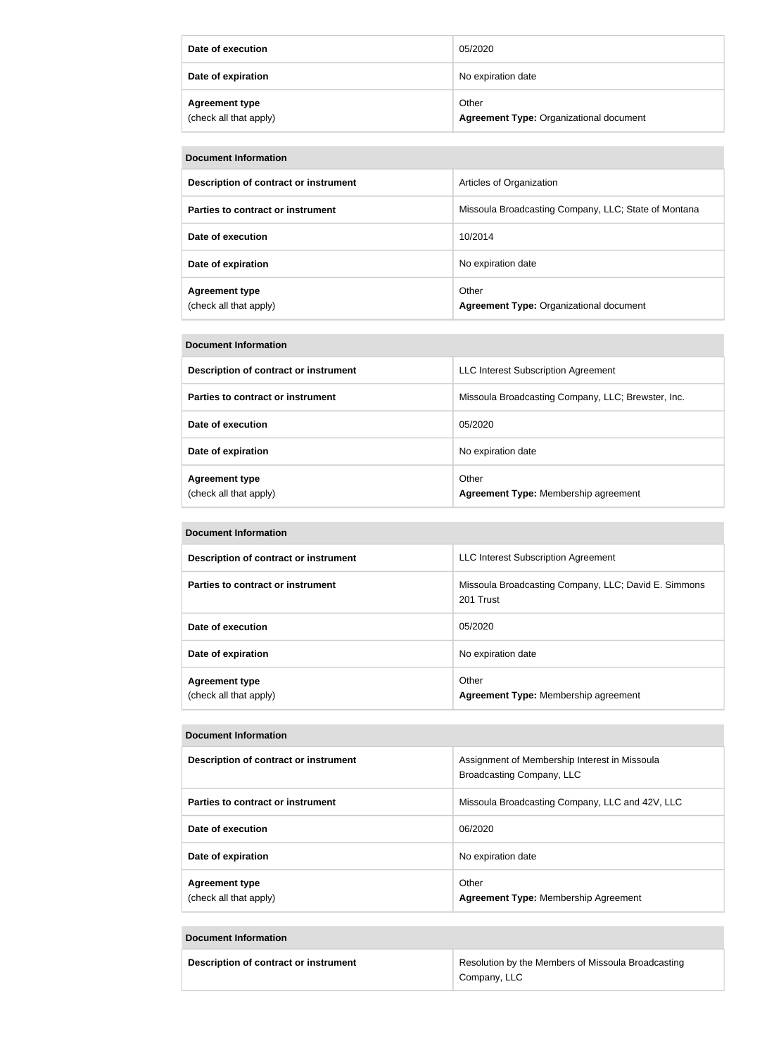| | |
|---|---|
| **Date of execution** | 05/2020 |
| **Date of expiration** | No expiration date |
| **Agreement type** (check all that apply) | Other **Agreement Type:** Organizational document |

| **Document Information** | |
|---|---|
| **Description of contract or instrument** | Articles of Organization |
| **Parties to contract or instrument** | Missoula Broadcasting Company, LLC; State of Montana |
| **Date of execution** | 10/2014 |
| **Date of expiration** | No expiration date |
| **Agreement type** (check all that apply) | Other **Agreement Type:** Organizational document |

| **Document Information** | |
|---|---|
| **Description of contract or instrument** | LLC Interest Subscription Agreement |
| **Parties to contract or instrument** | Missoula Broadcasting Company, LLC; Brewster, Inc. |
| **Date of execution** | 05/2020 |
| **Date of expiration** | No expiration date |
| **Agreement type** (check all that apply) | Other **Agreement Type:** Membership agreement |

| **Document Information** | |
|---|---|
| **Description of contract or instrument** | LLC Interest Subscription Agreement |
| **Parties to contract or instrument** | Missoula Broadcasting Company, LLC; David E. Simmons 201 Trust |
| **Date of execution** | 05/2020 |
| **Date of expiration** | No expiration date |
| **Agreement type** (check all that apply) | Other **Agreement Type:** Membership agreement |

| **Document Information** | |
|---|---|
| **Description of contract or instrument** | Assignment of Membership Interest in Missoula Broadcasting Company, LLC |
| **Parties to contract or instrument** | Missoula Broadcasting Company, LLC and 42V, LLC |
| **Date of execution** | 06/2020 |
| **Date of expiration** | No expiration date |
| **Agreement type** (check all that apply) | Other **Agreement Type:** Membership Agreement |

| **Document Information** | |
|---|---|
| **Description of contract or instrument** | Resolution by the Members of Missoula Broadcasting Company, LLC |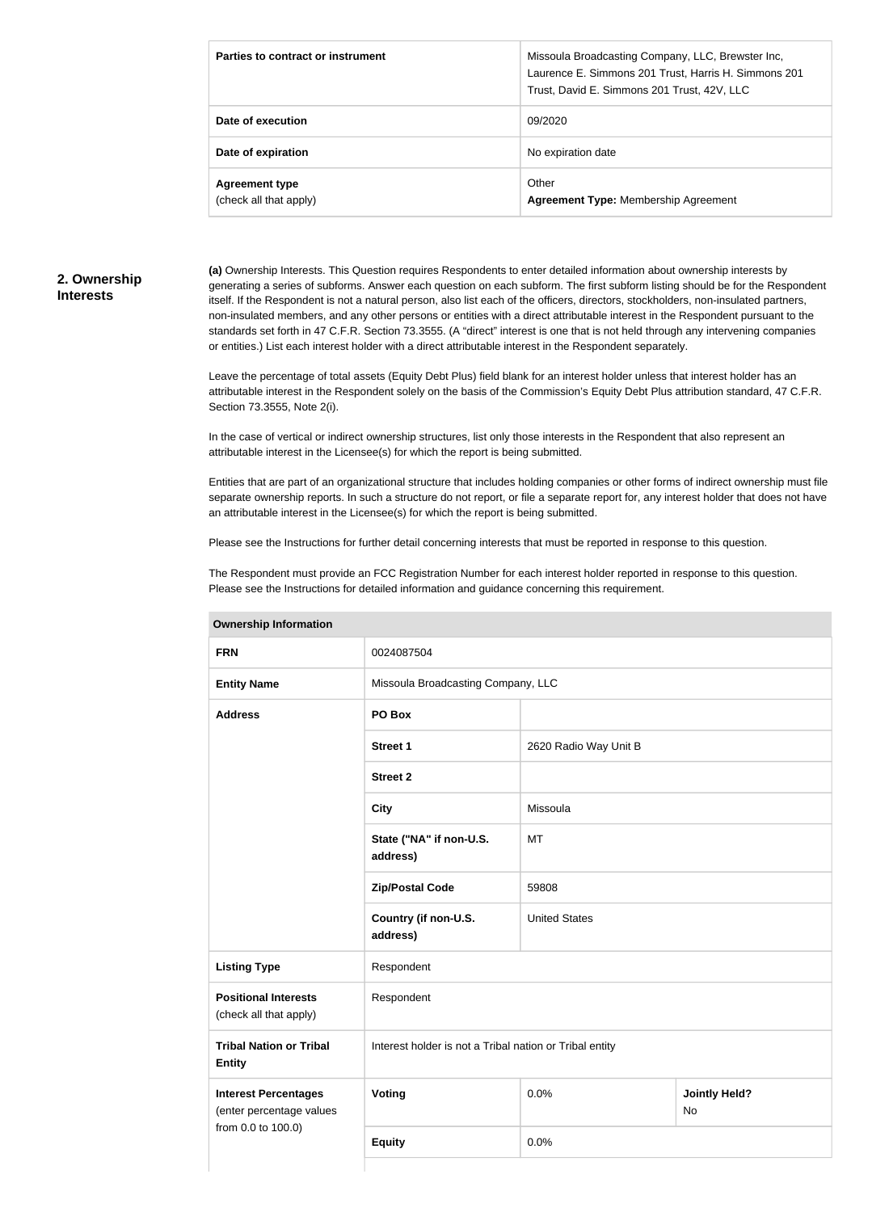| Parties to contract or instrument | Missoula Broadcasting Company, LLC, Brewster Inc, Laurence E. Simmons 201 Trust, Harris H. Simmons 201 Trust, David E. Simmons 201 Trust, 42V, LLC |
|---|---|
| **Date of execution** | 09/2020 |
| **Date of expiration** | No expiration date |
| **Agreement type** (check all that apply) | Other **Agreement Type:** Membership Agreement |

## 2. Ownership Interests

**(a)** Ownership Interests. This Question requires Respondents to enter detailed information about ownership interests by generating a series of subforms. Answer each question on each subform. The first subform listing should be for the Respondent itself. If the Respondent is not a natural person, also list each of the officers, directors, stockholders, non-insulated partners, non-insulated members, and any other persons or entities with a direct attributable interest in the Respondent pursuant to the standards set forth in 47 C.F.R. Section 73.3555. (A "direct" interest is one that is not held through any intervening companies or entities.) List each interest holder with a direct attributable interest in the Respondent separately.

Leave the percentage of total assets (Equity Debt Plus) field blank for an interest holder unless that interest holder has an attributable interest in the Respondent solely on the basis of the Commission's Equity Debt Plus attribution standard, 47 C.F.R. Section 73.3555, Note 2(i).

In the case of vertical or indirect ownership structures, list only those interests in the Respondent that also represent an attributable interest in the Licensee(s) for which the report is being submitted.

Entities that are part of an organizational structure that includes holding companies or other forms of indirect ownership must file separate ownership reports. In such a structure do not report, or file a separate report for, any interest holder that does not have an attributable interest in the Licensee(s) for which the report is being submitted.

Please see the Instructions for further detail concerning interests that must be reported in response to this question.

The Respondent must provide an FCC Registration Number for each interest holder reported in response to this question. Please see the Instructions for detailed information and guidance concerning this requirement.

| Ownership Information | | | |
|---|---|---|---|
| **FRN** | 0024087504 | | |
| **Entity Name** | Missoula Broadcasting Company, LLC | | |
| **Address** | **PO Box** | | |
| | **Street 1** | 2620 Radio Way Unit B | |
| | **Street 2** | | |
| | **City** | Missoula | |
| | **State ("NA" if non-U.S. address)** | MT | |
| | **Zip/Postal Code** | 59808 | |
| | **Country (if non-U.S. address)** | United States | |
| **Listing Type** | Respondent | | |
| **Positional Interests** (check all that apply) | Respondent | | |
| **Tribal Nation or Tribal Entity** | Interest holder is not a Tribal nation or Tribal entity | | |
| **Interest Percentages** (enter percentage values from 0.0 to 100.0) | **Voting** | 0.0% | **Jointly Held?** No |
| | **Equity** | 0.0% | |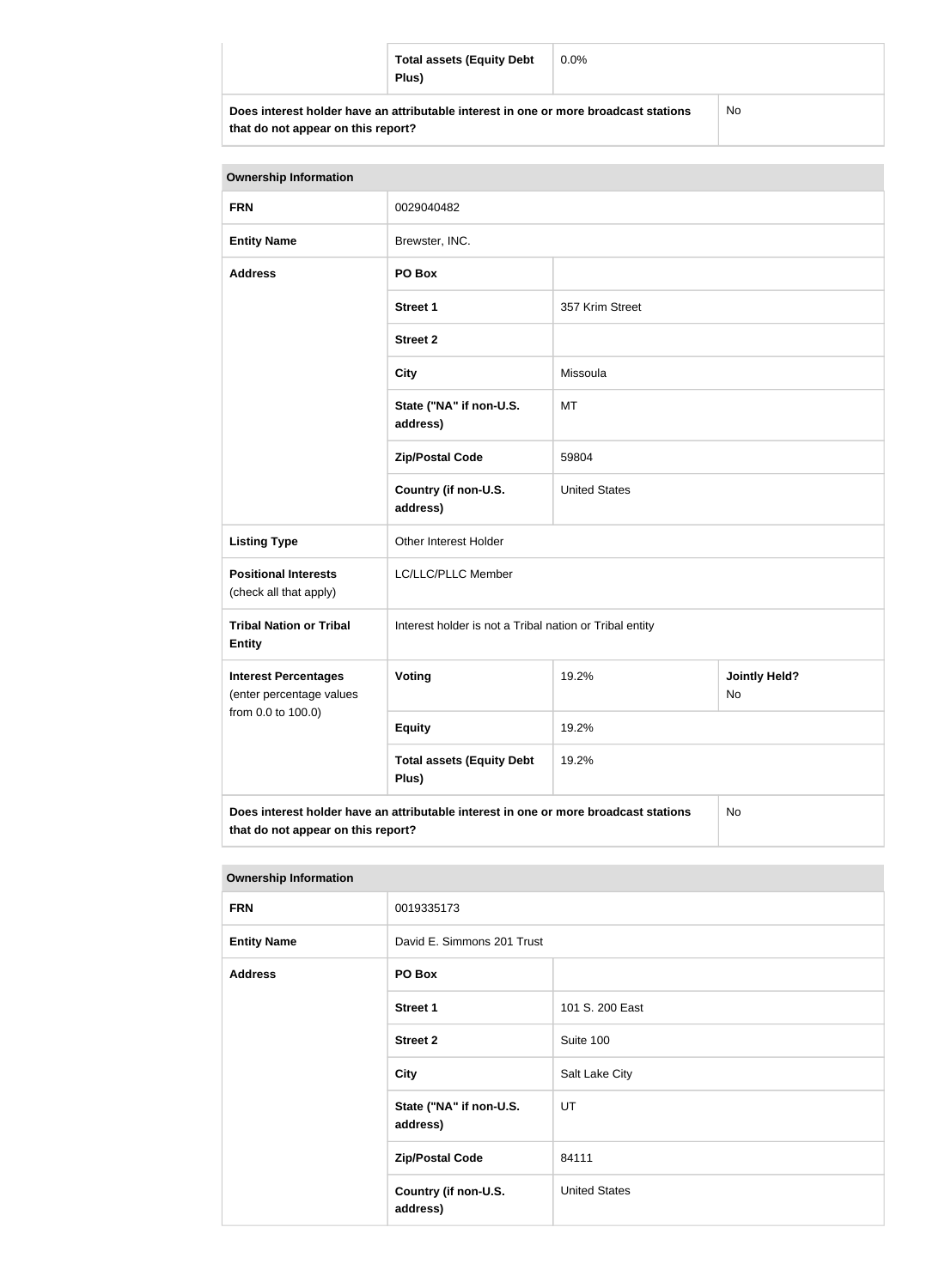| | | |
|---|---|---|
| | **Total assets (Equity Debt Plus)** | 0.0% |
| **Does interest holder have an attributable interest in one or more broadcast stations that do not appear on this report?** | | No |

| **Ownership Information** | | | |
|---|---|---|---|
| **FRN** | 0029040482 | | |
| **Entity Name** | Brewster, INC. | | |
| **Address** | **PO Box** | | |
| | **Street 1** | 357 Krim Street | |
| | **Street 2** | | |
| | **City** | Missoula | |
| | **State ("NA" if non-U.S. address)** | MT | |
| | **Zip/Postal Code** | 59804 | |
| | **Country (if non-U.S. address)** | United States | |
| **Listing Type** | Other Interest Holder | | |
| **Positional Interests** (check all that apply) | LC/LLC/PLLC Member | | |
| **Tribal Nation or Tribal Entity** | Interest holder is not a Tribal nation or Tribal entity | | |
| **Interest Percentages** (enter percentage values from 0.0 to 100.0) | **Voting** | 19.2% | **Jointly Held?** No |
| | **Equity** | 19.2% | |
| | **Total assets (Equity Debt Plus)** | 19.2% | |
| **Does interest holder have an attributable interest in one or more broadcast stations that do not appear on this report?** | | | No |

| **Ownership Information** | | |
|---|---|---|
| **FRN** | 0019335173 | |
| **Entity Name** | David E. Simmons 201 Trust | |
| **Address** | **PO Box** | |
| | **Street 1** | 101 S. 200 East |
| | **Street 2** | Suite 100 |
| | **City** | Salt Lake City |
| | **State ("NA" if non-U.S. address)** | UT |
| | **Zip/Postal Code** | 84111 |
| | **Country (if non-U.S. address)** | United States |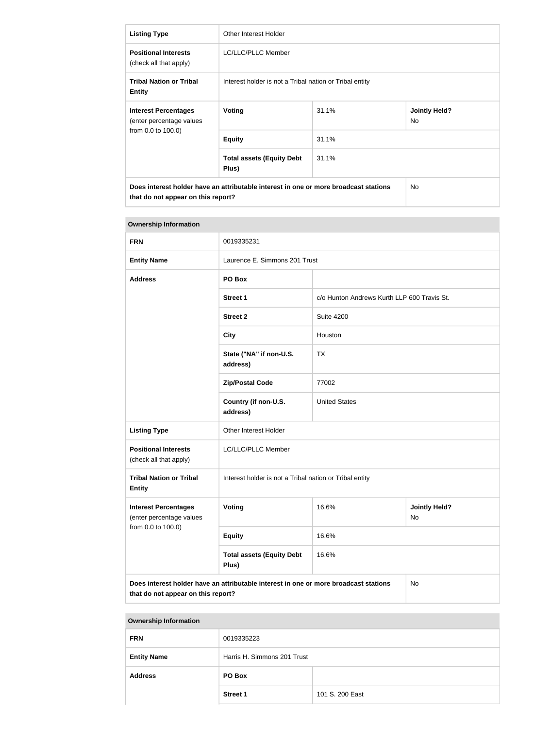| Listing Type | Other Interest Holder | | |
|---|---|---|---|
| Positional Interests (check all that apply) | LC/LLC/PLLC Member | | |
| Tribal Nation or Tribal Entity | Interest holder is not a Tribal nation or Tribal entity | | |
| Interest Percentages (enter percentage values from 0.0 to 100.0) | Voting | 31.1% | Jointly Held? No |
| | Equity | 31.1% | |
| | Total assets (Equity Debt Plus) | 31.1% | |
| Does interest holder have an attributable interest in one or more broadcast stations that do not appear on this report? | | | No |

| Ownership Information | | | |
|---|---|---|---|
| FRN | 0019335231 | | |
| Entity Name | Laurence E. Simmons 201 Trust | | |
| Address | PO Box | | |
| | Street 1 | c/o Hunton Andrews Kurth LLP 600 Travis St. | |
| | Street 2 | Suite 4200 | |
| | City | Houston | |
| | State ("NA" if non-U.S. address) | TX | |
| | Zip/Postal Code | 77002 | |
| | Country (if non-U.S. address) | United States | |
| Listing Type | Other Interest Holder | | |
| Positional Interests (check all that apply) | LC/LLC/PLLC Member | | |
| Tribal Nation or Tribal Entity | Interest holder is not a Tribal nation or Tribal entity | | |
| Interest Percentages (enter percentage values from 0.0 to 100.0) | Voting | 16.6% | Jointly Held? No |
| | Equity | 16.6% | |
| | Total assets (Equity Debt Plus) | 16.6% | |
| Does interest holder have an attributable interest in one or more broadcast stations that do not appear on this report? | | | No |

| Ownership Information | | |
|---|---|---|
| FRN | 0019335223 | |
| Entity Name | Harris H. Simmons 201 Trust | |
| Address | PO Box | |
| | Street 1 | 101 S. 200 East |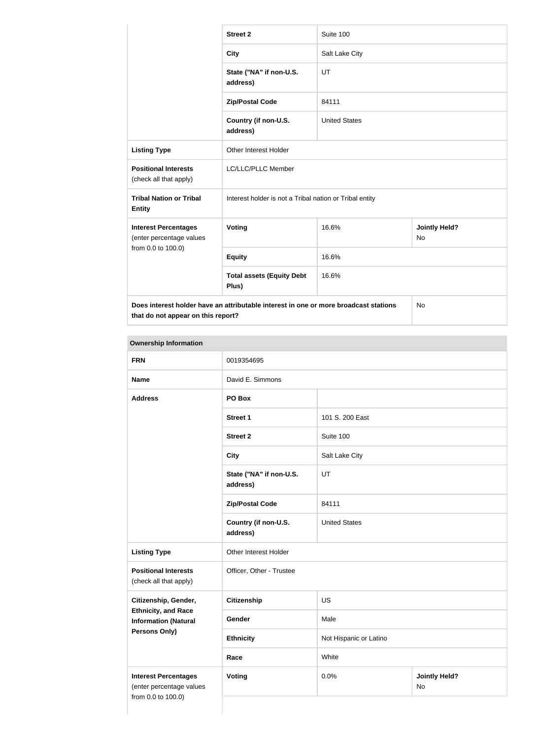| | | | |
|---|---|---|---|
| | **Street 2** | Suite 100 | |
| | **City** | Salt Lake City | |
| | **State ("NA" if non-U.S. address)** | UT | |
| | **Zip/Postal Code** | 84111 | |
| | **Country (if non-U.S. address)** | United States | |
| **Listing Type** | Other Interest Holder | | |
| **Positional Interests** (check all that apply) | LC/LLC/PLLC Member | | |
| **Tribal Nation or Tribal Entity** | Interest holder is not a Tribal nation or Tribal entity | | |
| **Interest Percentages** (enter percentage values from 0.0 to 100.0) | **Voting** | 16.6% | **Jointly Held?** No |
| | **Equity** | 16.6% | |
| | **Total assets (Equity Debt Plus)** | 16.6% | |
| **Does interest holder have an attributable interest in one or more broadcast stations that do not appear on this report?** | | | No |

**Ownership Information**

| | | | |
|---|---|---|---|
| **FRN** | 0019354695 | | |
| **Name** | David E. Simmons | | |
| **Address** | **PO Box** | | |
| | **Street 1** | 101 S. 200 East | |
| | **Street 2** | Suite 100 | |
| | **City** | Salt Lake City | |
| | **State ("NA" if non-U.S. address)** | UT | |
| | **Zip/Postal Code** | 84111 | |
| | **Country (if non-U.S. address)** | United States | |
| **Listing Type** | Other Interest Holder | | |
| **Positional Interests** (check all that apply) | Officer, Other - Trustee | | |
| **Citizenship, Gender, Ethnicity, and Race Information (Natural Persons Only)** | **Citizenship** | US | |
| | **Gender** | Male | |
| | **Ethnicity** | Not Hispanic or Latino | |
| | **Race** | White | |
| **Interest Percentages** (enter percentage values from 0.0 to 100.0) | **Voting** | 0.0% | **Jointly Held?** No |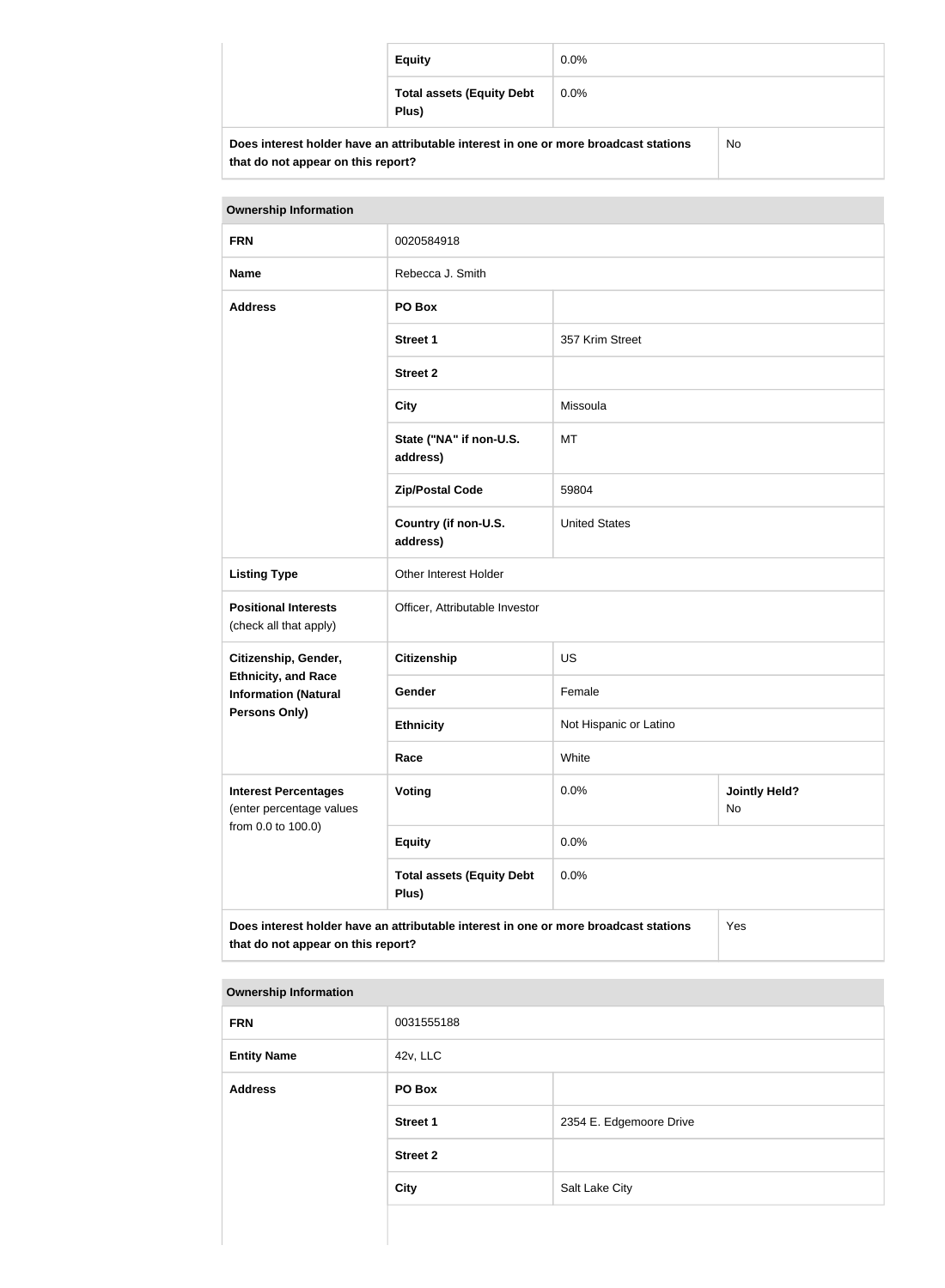| | | |
|---|---|---|
| | **Equity** | 0.0% |
| | **Total assets (Equity Debt Plus)** | 0.0% |
| **Does interest holder have an attributable interest in one or more broadcast stations that do not appear on this report?** | | No |

| **Ownership Information** | | | |
|---|---|---|---|
| **FRN** | 0020584918 | | |
| **Name** | Rebecca J. Smith | | |
| **Address** | **PO Box** | | |
| | **Street 1** | 357 Krim Street | |
| | **Street 2** | | |
| | **City** | Missoula | |
| | **State ("NA" if non-U.S. address)** | MT | |
| | **Zip/Postal Code** | 59804 | |
| | **Country (if non-U.S. address)** | United States | |
| **Listing Type** | Other Interest Holder | | |
| **Positional Interests** (check all that apply) | Officer, Attributable Investor | | |
| **Citizenship, Gender, Ethnicity, and Race Information (Natural Persons Only)** | **Citizenship** | US | |
| | **Gender** | Female | |
| | **Ethnicity** | Not Hispanic or Latino | |
| | **Race** | White | |
| **Interest Percentages** (enter percentage values from 0.0 to 100.0) | **Voting** | 0.0% | **Jointly Held?** No |
| | **Equity** | 0.0% | |
| | **Total assets (Equity Debt Plus)** | 0.0% | |
| **Does interest holder have an attributable interest in one or more broadcast stations that do not appear on this report?** | | | Yes |

| **Ownership Information** | | |
|---|---|---|
| **FRN** | 0031555188 | |
| **Entity Name** | 42v, LLC | |
| **Address** | **PO Box** | |
| | **Street 1** | 2354 E. Edgemoore Drive |
| | **Street 2** | |
| | **City** | Salt Lake City |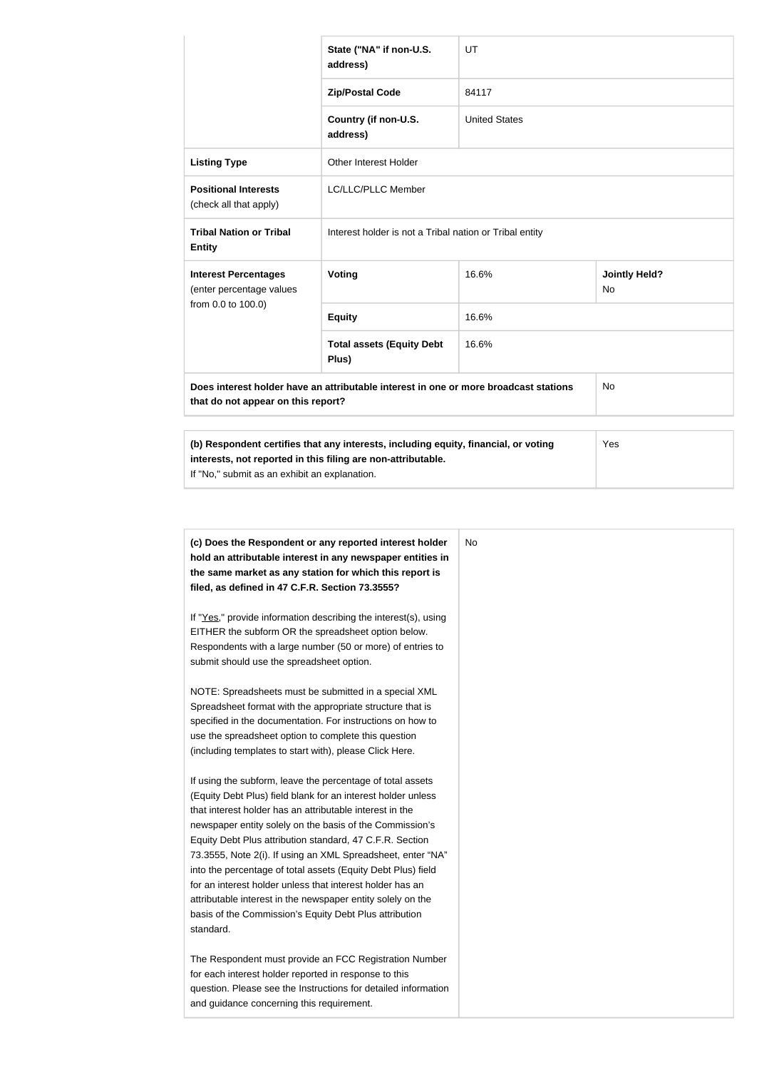| | | | |
|---|---|---|---|
| | **State ("NA" if non-U.S. address)** | UT | |
| | **Zip/Postal Code** | 84117 | |
| | **Country (if non-U.S. address)** | United States | |
| **Listing Type** | Other Interest Holder | | |
| **Positional Interests** (check all that apply) | LC/LLC/PLLC Member | | |
| **Tribal Nation or Tribal Entity** | Interest holder is not a Tribal nation or Tribal entity | | |
| **Interest Percentages** (enter percentage values from 0.0 to 100.0) | **Voting** | 16.6% | **Jointly Held?** No |
| | **Equity** | 16.6% | |
| | **Total assets (Equity Debt Plus)** | 16.6% | |
| **Does interest holder have an attributable interest in one or more broadcast stations that do not appear on this report?** | | | No |

| | |
|---|---|
| **(b) Respondent certifies that any interests, including equity, financial, or voting interests, not reported in this filing are non-attributable.** If "No," submit as an exhibit an explanation. | Yes |

| | |
|---|---|
| **(c) Does the Respondent or any reported interest holder hold an attributable interest in any newspaper entities in the same market as any station for which this report is filed, as defined in 47 C.F.R. Section 73.3555?**<br><br>If "Yes," provide information describing the interest(s), using EITHER the subform OR the spreadsheet option below. Respondents with a large number (50 or more) of entries to submit should use the spreadsheet option.<br><br>NOTE: Spreadsheets must be submitted in a special XML Spreadsheet format with the appropriate structure that is specified in the documentation. For instructions on how to use the spreadsheet option to complete this question (including templates to start with), please Click Here.<br><br>If using the subform, leave the percentage of total assets (Equity Debt Plus) field blank for an interest holder unless that interest holder has an attributable interest in the newspaper entity solely on the basis of the Commission's Equity Debt Plus attribution standard, 47 C.F.R. Section 73.3555, Note 2(i). If using an XML Spreadsheet, enter "NA" into the percentage of total assets (Equity Debt Plus) field for an interest holder unless that interest holder has an attributable interest in the newspaper entity solely on the basis of the Commission's Equity Debt Plus attribution standard.<br><br>The Respondent must provide an FCC Registration Number for each interest holder reported in response to this question. Please see the Instructions for detailed information and guidance concerning this requirement. | No |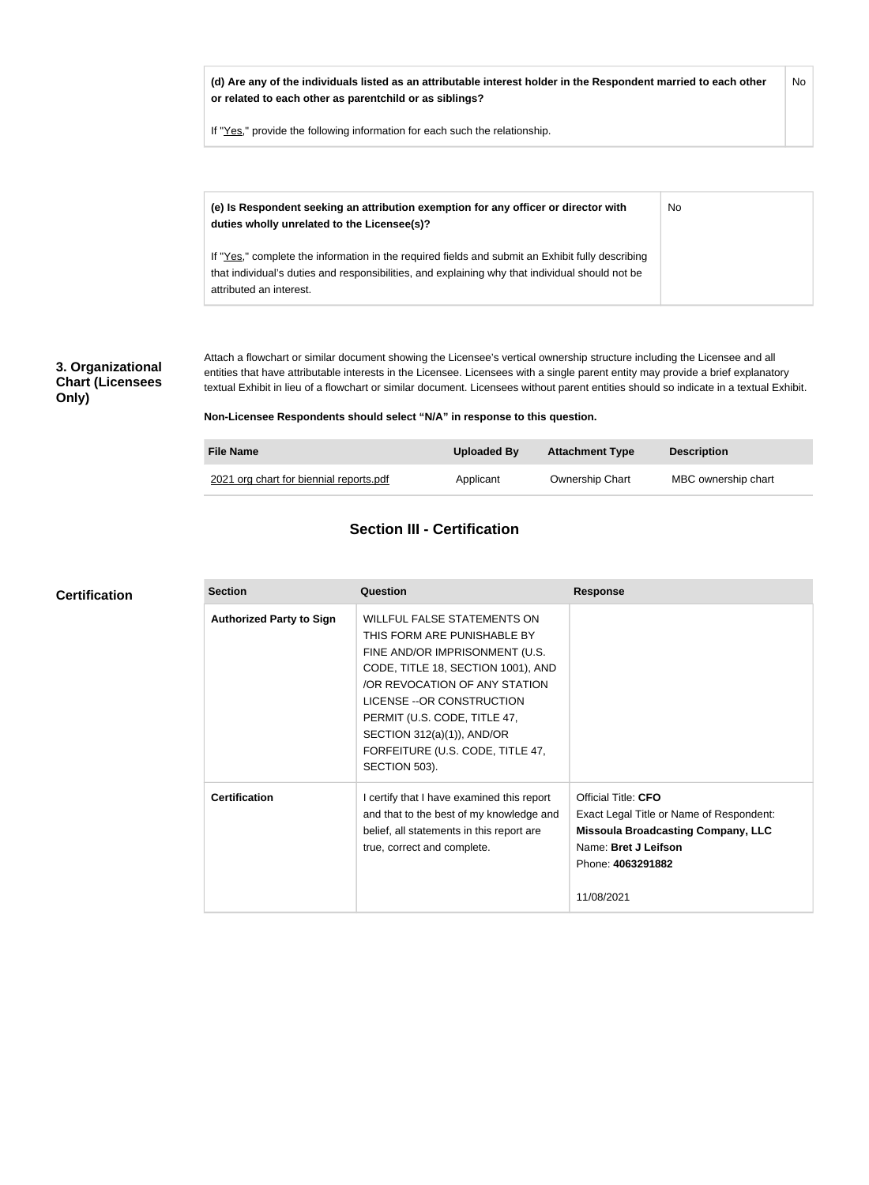| | |
|---|---|
| **(d) Are any of the individuals listed as an attributable interest holder in the Respondent married to each other or related to each other as parentchild or as siblings?**<br><br>If "Yes," provide the following information for each such the relationship. | No |

| | |
|---|---|
| **(e) Is Respondent seeking an attribution exemption for any officer or director with duties wholly unrelated to the Licensee(s)?**<br><br>If "Yes," complete the information in the required fields and submit an Exhibit fully describing that individual's duties and responsibilities, and explaining why that individual should not be attributed an interest. | No |

**3. Organizational Chart (Licensees Only)**

Attach a flowchart or similar document showing the Licensee's vertical ownership structure including the Licensee and all entities that have attributable interests in the Licensee. Licensees with a single parent entity may provide a brief explanatory textual Exhibit in lieu of a flowchart or similar document. Licensees without parent entities should so indicate in a textual Exhibit.

**Non-Licensee Respondents should select "N/A" in response to this question.**

| File Name | Uploaded By | Attachment Type | Description |
|---|---|---|---|
| 2021 org chart for biennial reports.pdf | Applicant | Ownership Chart | MBC ownership chart |

## Section III - Certification

**Certification**

| Section | Question | Response |
|---|---|---|
| **Authorized Party to Sign** | WILLFUL FALSE STATEMENTS ON THIS FORM ARE PUNISHABLE BY FINE AND/OR IMPRISONMENT (U.S. CODE, TITLE 18, SECTION 1001), AND /OR REVOCATION OF ANY STATION LICENSE --OR CONSTRUCTION PERMIT (U.S. CODE, TITLE 47, SECTION 312(a)(1)), AND/OR FORFEITURE (U.S. CODE, TITLE 47, SECTION 503). | |
| **Certification** | I certify that I have examined this report and that to the best of my knowledge and belief, all statements in this report are true, correct and complete. | Official Title: **CFO**<br>Exact Legal Title or Name of Respondent: **Missoula Broadcasting Company, LLC**<br>Name: **Bret J Leifson**<br>Phone: **4063291882**<br><br>11/08/2021 |